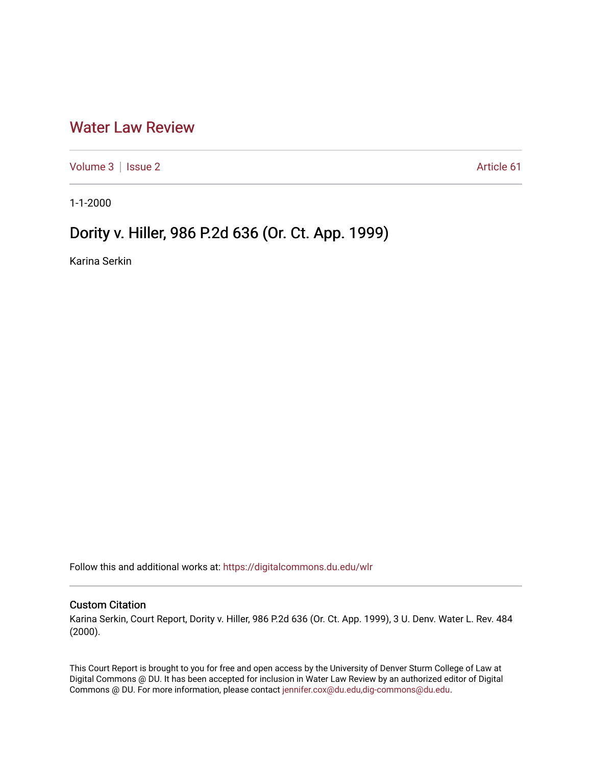# Water Law Review

Volume 3 | Issue 2 Article 61

1-1-2000

## Dority v. Hiller, 986 P.2d 636 (Or. Ct. App. 1999)

Karina Serkin

Follow this and additional works at: https://digitalcommons.du.edu/wlr

### Custom Citation

Karina Serkin, Court Report, Dority v. Hiller, 986 P.2d 636 (Or. Ct. App. 1999), 3 U. Denv. Water L. Rev. 484 (2000).

This Court Report is brought to you for free and open access by the University of Denver Sturm College of Law at Digital Commons @ DU. It has been accepted for inclusion in Water Law Review by an authorized editor of Digital Commons @ DU. For more information, please contact jennifer.cox@du.edu,dig-commons@du.edu.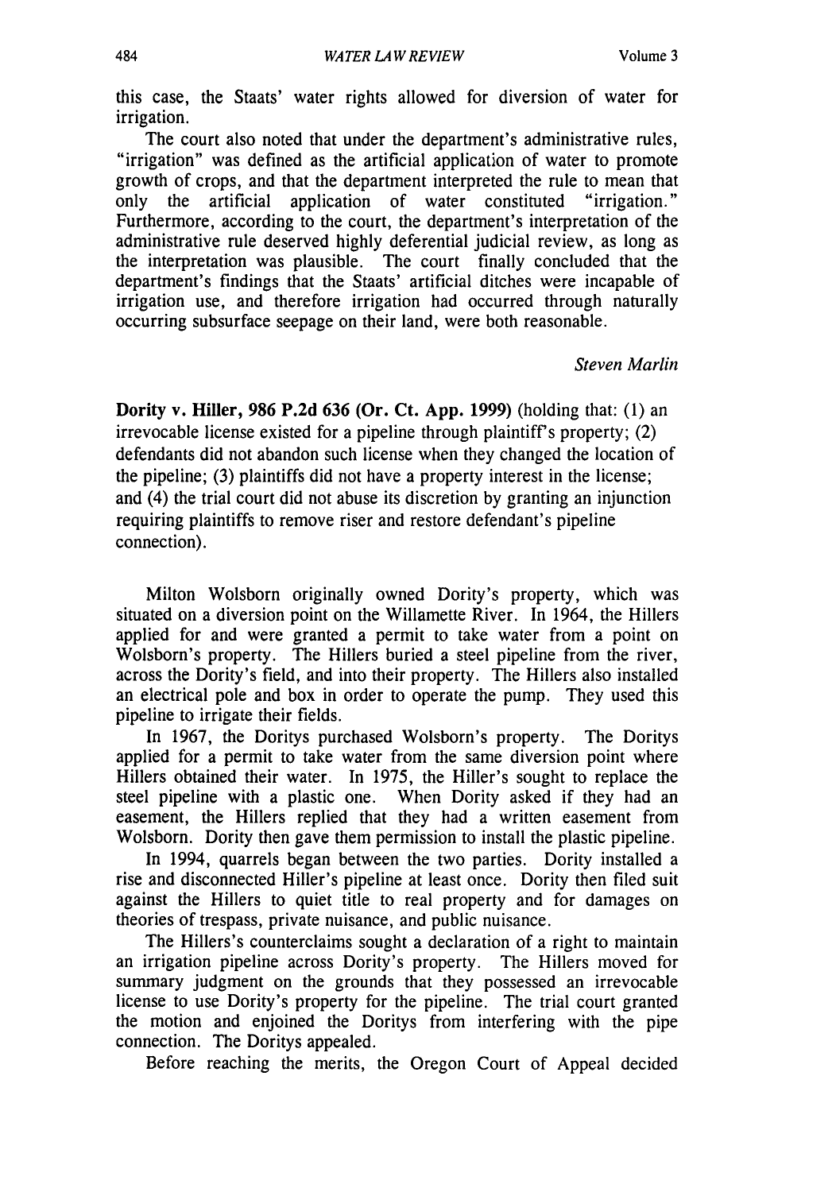this case, the Staats' water rights allowed for diversion of water for irrigation.

The court also noted that under the department's administrative rules, "irrigation" was defined as the artificial application of water to promote growth of crops, and that the department interpreted the rule to mean that only the artificial application of water constituted "irrigation." Furthermore, according to the court, the department's interpretation of the administrative rule deserved highly deferential judicial review, as long as the interpretation was plausible. The court finally concluded that the department's findings that the Staats' artificial ditches were incapable of irrigation use, and therefore irrigation had occurred through naturally occurring subsurface seepage on their land, were both reasonable.

*Steven Marlin*

**Dority v. Hiller, 986 P.2d 636 (Or. Ct. App. 1999)** (holding that: (1) an irrevocable license existed for a pipeline through plaintiff's property; (2) defendants did not abandon such license when they changed the location of the pipeline; (3) plaintiffs did not have a property interest in the license; and (4) the trial court did not abuse its discretion by granting an injunction requiring plaintiffs to remove riser and restore defendant's pipeline connection).

Milton Wolsborn originally owned Dority's property, which was situated on a diversion point on the Willamette River. In 1964, the Hillers applied for and were granted a permit to take water from a point on Wolsborn's property. The Hillers buried a steel pipeline from the river, across the Dority's field, and into their property. The Hillers also installed an electrical pole and box in order to operate the pump. They used this pipeline to irrigate their fields.

In 1967, the Doritys purchased Wolsborn's property. The Doritys applied for a permit to take water from the same diversion point where Hillers obtained their water. In 1975, the Hiller's sought to replace the steel pipeline with a plastic one. When Dority asked if they had an easement, the Hillers replied that they had a written easement from Wolsborn. Dority then gave them permission to install the plastic pipeline.

In 1994, quarrels began between the two parties. Dority installed a rise and disconnected Hiller's pipeline at least once. Dority then filed suit against the Hillers to quiet title to real property and for damages on theories of trespass, private nuisance, and public nuisance.

The Hillers's counterclaims sought a declaration of a right to maintain an irrigation pipeline across Dority's property. The Hillers moved for summary judgment on the grounds that they possessed an irrevocable license to use Dority's property for the pipeline. The trial court granted the motion and enjoined the Doritys from interfering with the pipe connection. The Doritys appealed.

Before reaching the merits, the Oregon Court of Appeal decided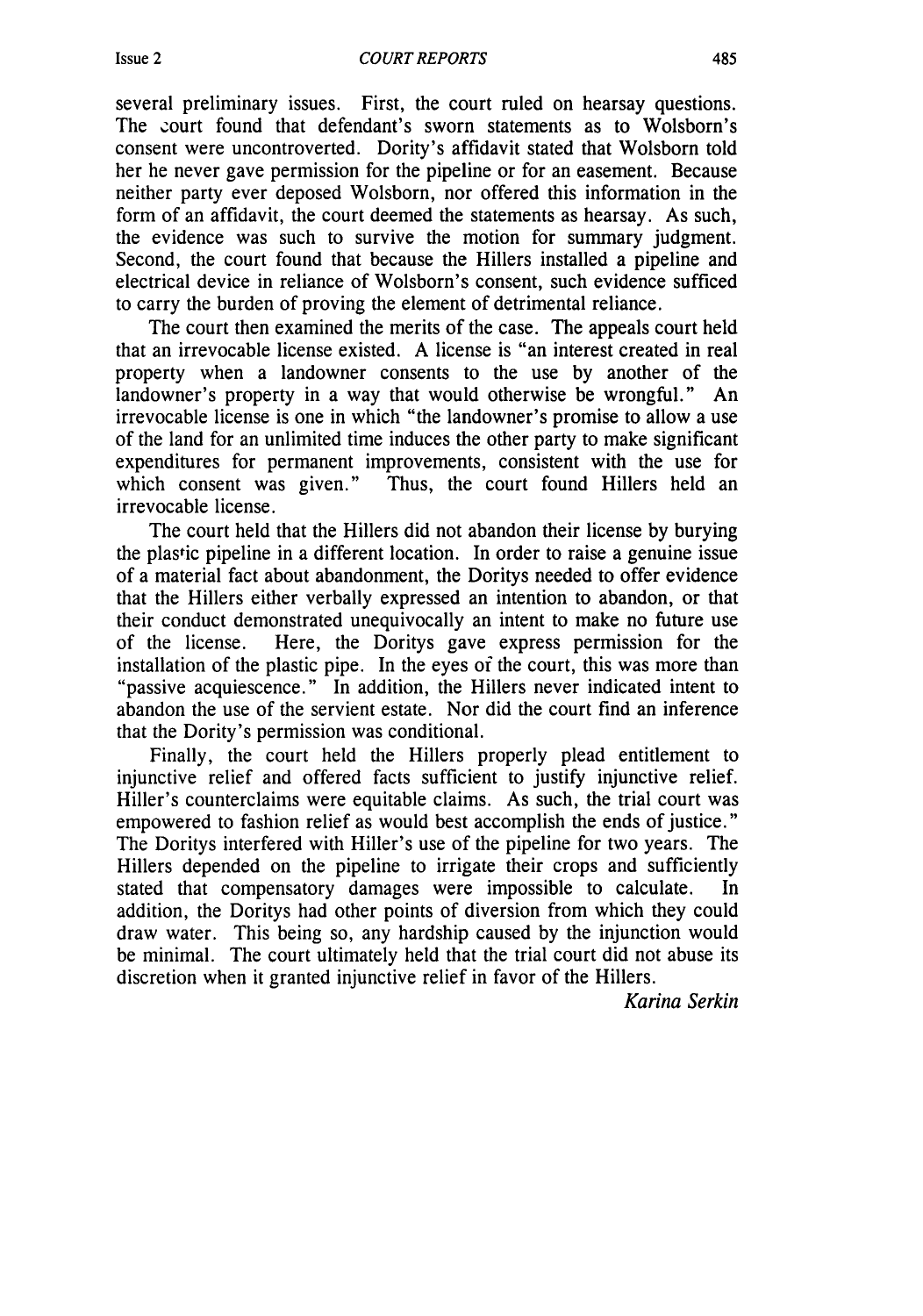several preliminary issues. First, the court ruled on hearsay questions. The court found that defendant's sworn statements as to Wolsborn's consent were uncontroverted. Dority's affidavit stated that Wolsborn told her he never gave permission for the pipeline or for an easement. Because neither party ever deposed Wolsborn, nor offered this information in the form of an affidavit, the court deemed the statements as hearsay. As such, the evidence was such to survive the motion for summary judgment. Second, the court found that because the Hillers installed a pipeline and electrical device in reliance of Wolsborn's consent, such evidence sufficed to carry the burden of proving the element of detrimental reliance.

The court then examined the merits of the case. The appeals court held that an irrevocable license existed. A license is "an interest created in real property when a landowner consents to the use by another of the landowner's property in a way that would otherwise be wrongful." An irrevocable license is one in which "the landowner's promise to allow a use of the land for an unlimited time induces the other party to make significant expenditures for permanent improvements, consistent with the use for which consent was given." Thus, the court found Hillers held an irrevocable license.

The court held that the Hillers did not abandon their license by burying the plastic pipeline in a different location. In order to raise a genuine issue of a material fact about abandonment, the Doritys needed to offer evidence that the Hillers either verbally expressed an intention to abandon, or that their conduct demonstrated unequivocally an intent to make no future use of the license. Here, the Doritys gave express permission for the installation of the plastic pipe. In the eyes of the court, this was more than "passive acquiescence." In addition, the Hillers never indicated intent to abandon the use of the servient estate. Nor did the court find an inference that the Dority's permission was conditional.

Finally, the court held the Hillers properly plead entitlement to injunctive relief and offered facts sufficient to justify injunctive relief. Hiller's counterclaims were equitable claims. As such, the trial court was empowered to fashion relief as would best accomplish the ends of justice." The Doritys interfered with Hiller's use of the pipeline for two years. The Hillers depended on the pipeline to irrigate their crops and sufficiently stated that compensatory damages were impossible to calculate. In addition, the Doritys had other points of diversion from which they could draw water. This being so, any hardship caused by the injunction would be minimal. The court ultimately held that the trial court did not abuse its discretion when it granted injunctive relief in favor of the Hillers.

*Karina Serkin*